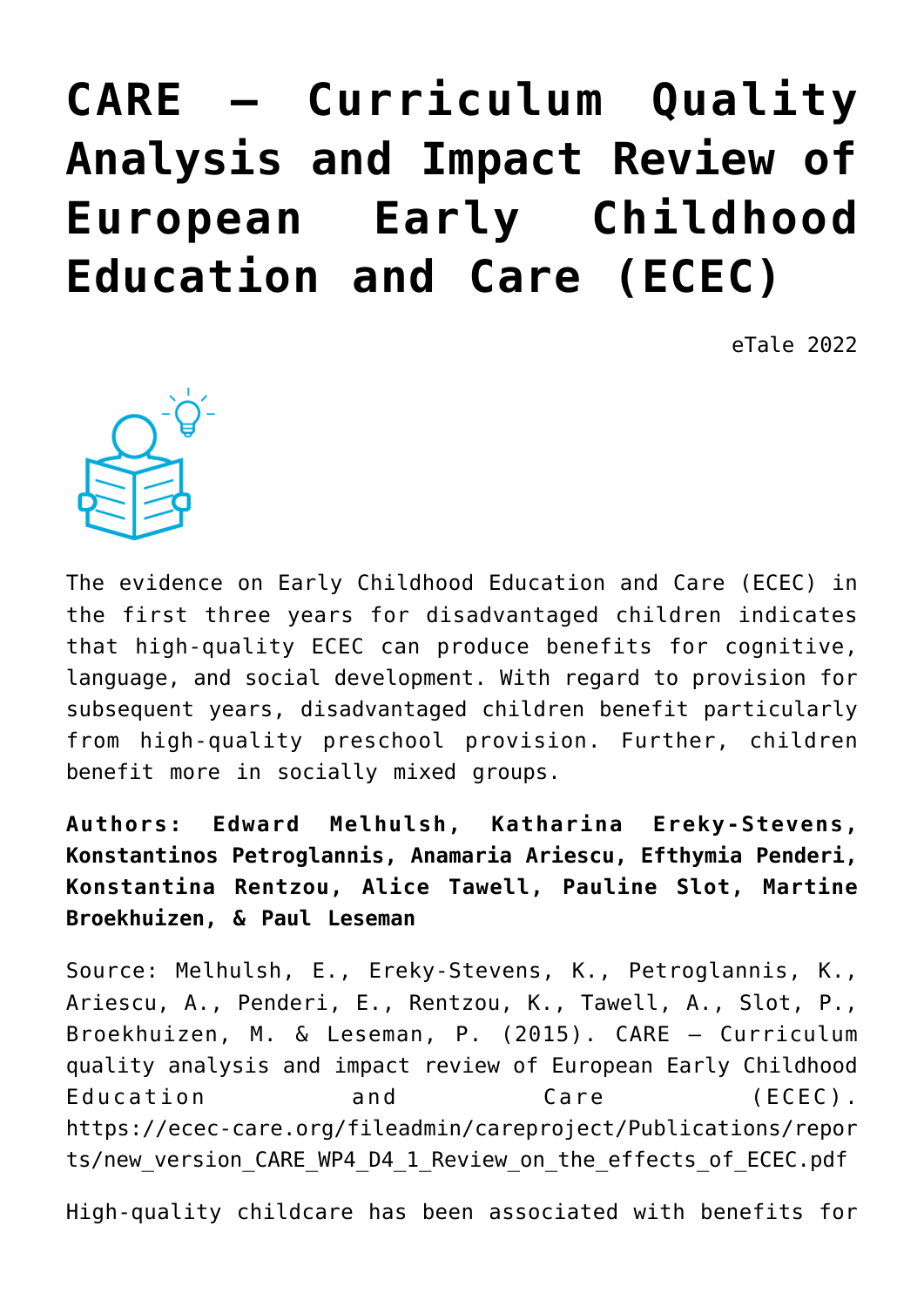# CARE – Curriculum Quality Analysis and Impact Review of European Early Childhood Education and Care (ECEC)

eTale 2022

The evidence on Early Childhood Education and Care (ECEC) in the first three years for disadvantaged children indicates that high-quality ECEC can produce benefits for cognitive, language, and social development. With regard to provision for subsequent years, disadvantaged children benefit particularly from high-quality preschool provision. Further, children benefit more in socially mixed groups.

**Authors: Edward Melhulsh, Katharina Ereky-Stevens, Konstantinos Petroglannis, Anamaria Ariescu, Efthymia Penderi, Konstantina Rentzou, Alice Tawell, Pauline Slot, Martine Broekhuizen, & Paul Leseman**

Source: Melhulsh, E., Ereky-Stevens, K., Petroglannis, K., Ariescu, A., Penderi, E., Rentzou, K., Tawell, A., Slot, P., Broekhuizen, M. & Leseman, P. (2015). CARE – Curriculum quality analysis and impact review of European Early Childhood Education and Care (ECEC). https://ecec-care.org/fileadmin/careproject/Publications/reports/new_version_CARE_WP4_D4_1_Review_on_the_effects_of_ECEC.pdf

High-quality childcare has been associated with benefits for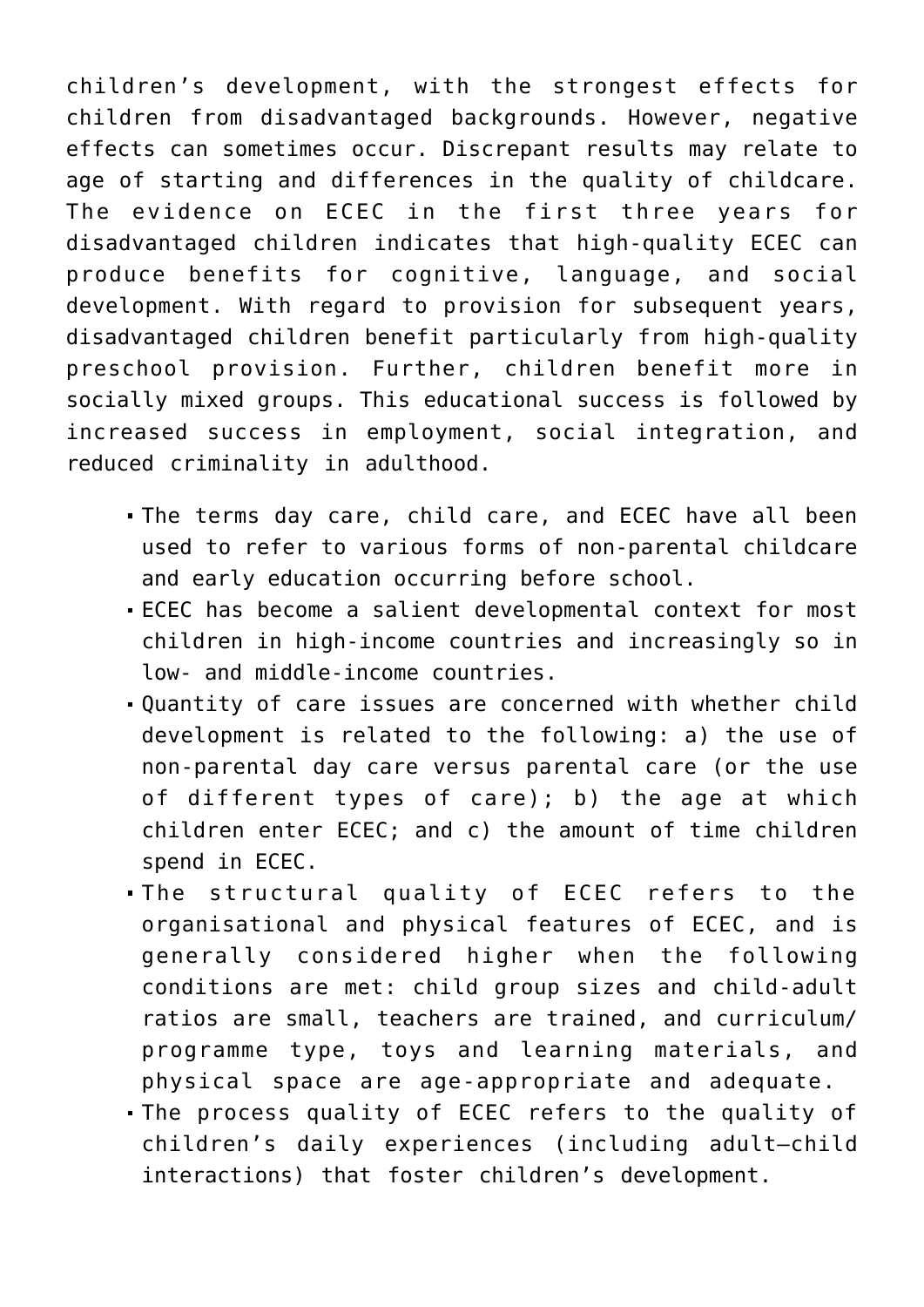children's development, with the strongest effects for children from disadvantaged backgrounds. However, negative effects can sometimes occur. Discrepant results may relate to age of starting and differences in the quality of childcare. The evidence on ECEC in the first three years for disadvantaged children indicates that high-quality ECEC can produce benefits for cognitive, language, and social development. With regard to provision for subsequent years, disadvantaged children benefit particularly from high-quality preschool provision. Further, children benefit more in socially mixed groups. This educational success is followed by increased success in employment, social integration, and reduced criminality in adulthood.

- The terms day care, child care, and ECEC have all been used to refer to various forms of non-parental childcare and early education occurring before school.
- ECEC has become a salient developmental context for most children in high-income countries and increasingly so in low- and middle-income countries.
- Quantity of care issues are concerned with whether child development is related to the following: a) the use of non-parental day care versus parental care (or the use of different types of care); b) the age at which children enter ECEC; and c) the amount of time children spend in ECEC.
- The structural quality of ECEC refers to the organisational and physical features of ECEC, and is generally considered higher when the following conditions are met: child group sizes and child-adult ratios are small, teachers are trained, and curriculum/ programme type, toys and learning materials, and physical space are age-appropriate and adequate.
- The process quality of ECEC refers to the quality of children's daily experiences (including adult–child interactions) that foster children's development.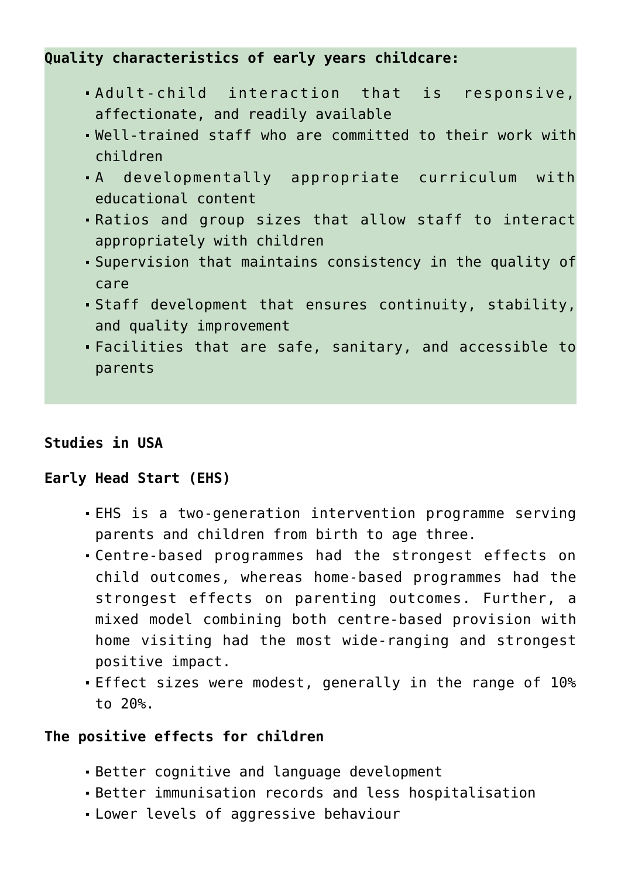**Quality characteristics of early years childcare:**

- Adult-child interaction that is responsive, affectionate, and readily available
- Well-trained staff who are committed to their work with children
- A developmentally appropriate curriculum with educational content
- Ratios and group sizes that allow staff to interact appropriately with children
- Supervision that maintains consistency in the quality of care
- Staff development that ensures continuity, stability, and quality improvement
- Facilities that are safe, sanitary, and accessible to parents

**Studies in USA**

**Early Head Start (EHS)**

- EHS is a two-generation intervention programme serving parents and children from birth to age three.
- Centre-based programmes had the strongest effects on child outcomes, whereas home-based programmes had the strongest effects on parenting outcomes. Further, a mixed model combining both centre-based provision with home visiting had the most wide-ranging and strongest positive impact.
- Effect sizes were modest, generally in the range of 10% to 20%.

**The positive effects for children**

- Better cognitive and language development
- Better immunisation records and less hospitalisation
- Lower levels of aggressive behaviour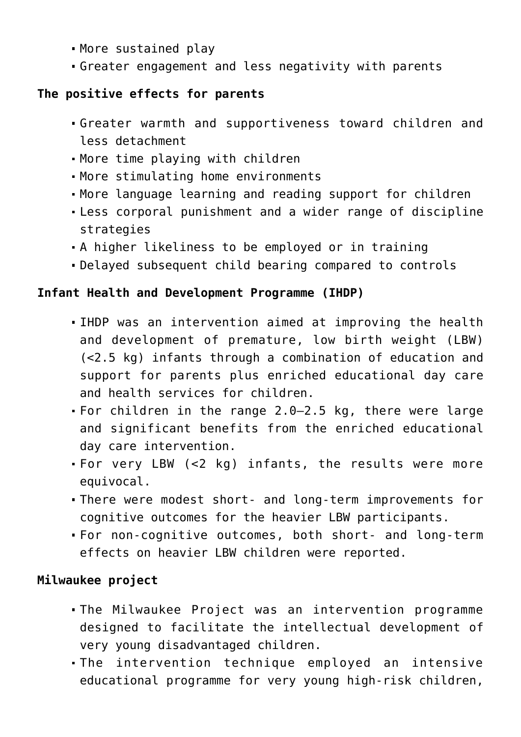- More sustained play
- Greater engagement and less negativity with parents

**The positive effects for parents**

- Greater warmth and supportiveness toward children and less detachment
- More time playing with children
- More stimulating home environments
- More language learning and reading support for children
- Less corporal punishment and a wider range of discipline strategies
- A higher likeliness to be employed or in training
- Delayed subsequent child bearing compared to controls

**Infant Health and Development Programme (IHDP)**

- IHDP was an intervention aimed at improving the health and development of premature, low birth weight (LBW) (<2.5 kg) infants through a combination of education and support for parents plus enriched educational day care and health services for children.
- For children in the range 2.0–2.5 kg, there were large and significant benefits from the enriched educational day care intervention.
- For very LBW (<2 kg) infants, the results were more equivocal.
- There were modest short- and long-term improvements for cognitive outcomes for the heavier LBW participants.
- For non-cognitive outcomes, both short- and long-term effects on heavier LBW children were reported.

**Milwaukee project**

- The Milwaukee Project was an intervention programme designed to facilitate the intellectual development of very young disadvantaged children.
- The intervention technique employed an intensive educational programme for very young high-risk children,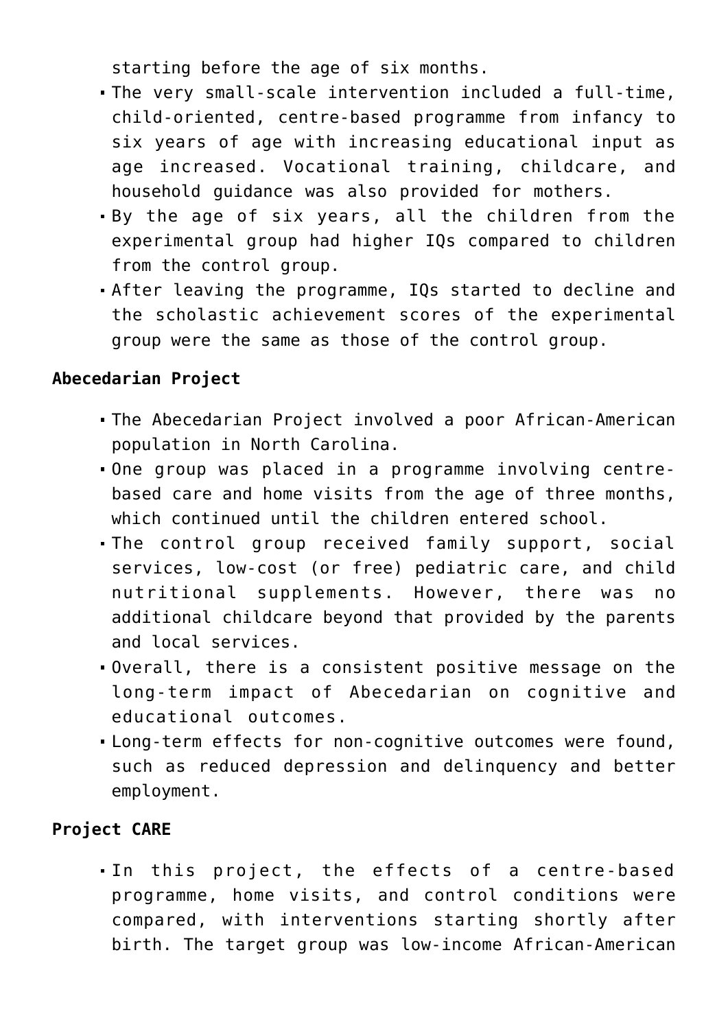starting before the age of six months.

- The very small-scale intervention included a full-time, child-oriented, centre-based programme from infancy to six years of age with increasing educational input as age increased. Vocational training, childcare, and household guidance was also provided for mothers.
- By the age of six years, all the children from the experimental group had higher IQs compared to children from the control group.
- After leaving the programme, IQs started to decline and the scholastic achievement scores of the experimental group were the same as those of the control group.

**Abecedarian Project**

- The Abecedarian Project involved a poor African-American population in North Carolina.
- One group was placed in a programme involving centre-based care and home visits from the age of three months, which continued until the children entered school.
- The control group received family support, social services, low-cost (or free) pediatric care, and child nutritional supplements. However, there was no additional childcare beyond that provided by the parents and local services.
- Overall, there is a consistent positive message on the long-term impact of Abecedarian on cognitive and educational outcomes.
- Long-term effects for non-cognitive outcomes were found, such as reduced depression and delinquency and better employment.

**Project CARE**

- In this project, the effects of a centre-based programme, home visits, and control conditions were compared, with interventions starting shortly after birth. The target group was low-income African-American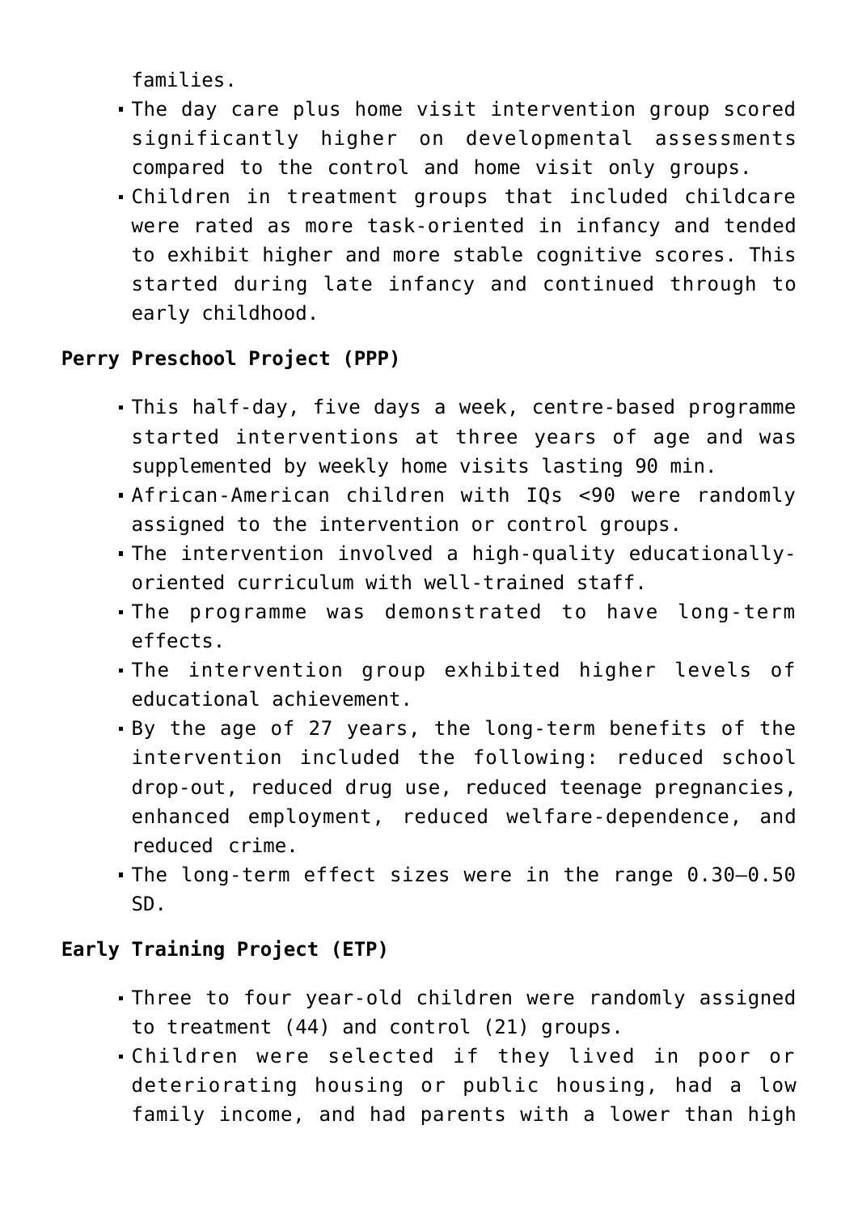families.

- The day care plus home visit intervention group scored significantly higher on developmental assessments compared to the control and home visit only groups.
- Children in treatment groups that included childcare were rated as more task-oriented in infancy and tended to exhibit higher and more stable cognitive scores. This started during late infancy and continued through to early childhood.

**Perry Preschool Project (PPP)**

- This half-day, five days a week, centre-based programme started interventions at three years of age and was supplemented by weekly home visits lasting 90 min.
- African-American children with IQs <90 were randomly assigned to the intervention or control groups.
- The intervention involved a high-quality educationally-oriented curriculum with well-trained staff.
- The programme was demonstrated to have long-term effects.
- The intervention group exhibited higher levels of educational achievement.
- By the age of 27 years, the long-term benefits of the intervention included the following: reduced school drop-out, reduced drug use, reduced teenage pregnancies, enhanced employment, reduced welfare-dependence, and reduced crime.
- The long-term effect sizes were in the range 0.30–0.50 SD.

**Early Training Project (ETP)**

- Three to four year-old children were randomly assigned to treatment (44) and control (21) groups.
- Children were selected if they lived in poor or deteriorating housing or public housing, had a low family income, and had parents with a lower than high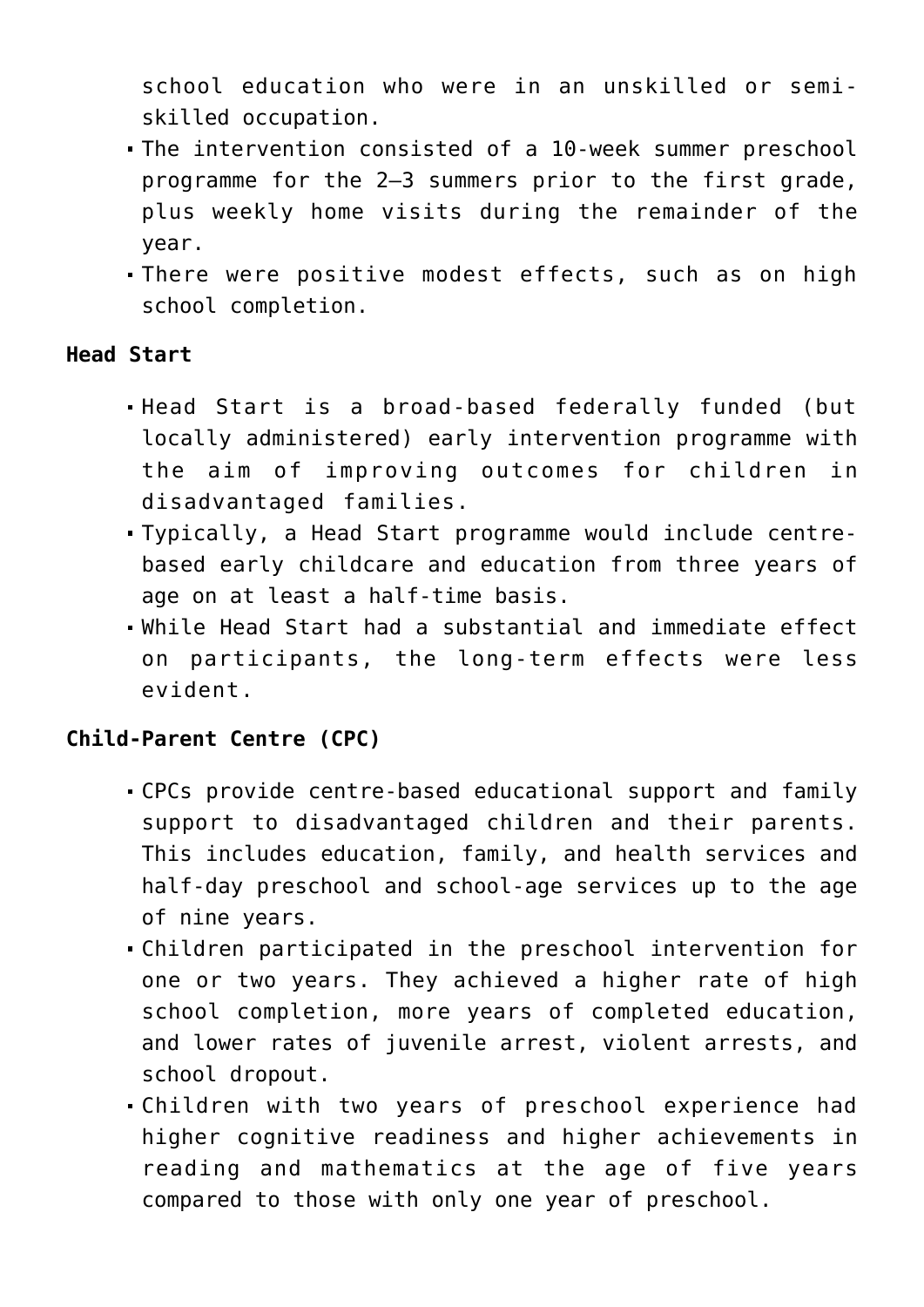school education who were in an unskilled or semi-skilled occupation.
- The intervention consisted of a 10-week summer preschool programme for the 2–3 summers prior to the first grade, plus weekly home visits during the remainder of the year.
- There were positive modest effects, such as on high school completion.

**Head Start**

- Head Start is a broad-based federally funded (but locally administered) early intervention programme with the aim of improving outcomes for children in disadvantaged families.
- Typically, a Head Start programme would include centre-based early childcare and education from three years of age on at least a half-time basis.
- While Head Start had a substantial and immediate effect on participants, the long-term effects were less evident.

**Child-Parent Centre (CPC)**

- CPCs provide centre-based educational support and family support to disadvantaged children and their parents. This includes education, family, and health services and half-day preschool and school-age services up to the age of nine years.
- Children participated in the preschool intervention for one or two years. They achieved a higher rate of high school completion, more years of completed education, and lower rates of juvenile arrest, violent arrests, and school dropout.
- Children with two years of preschool experience had higher cognitive readiness and higher achievements in reading and mathematics at the age of five years compared to those with only one year of preschool.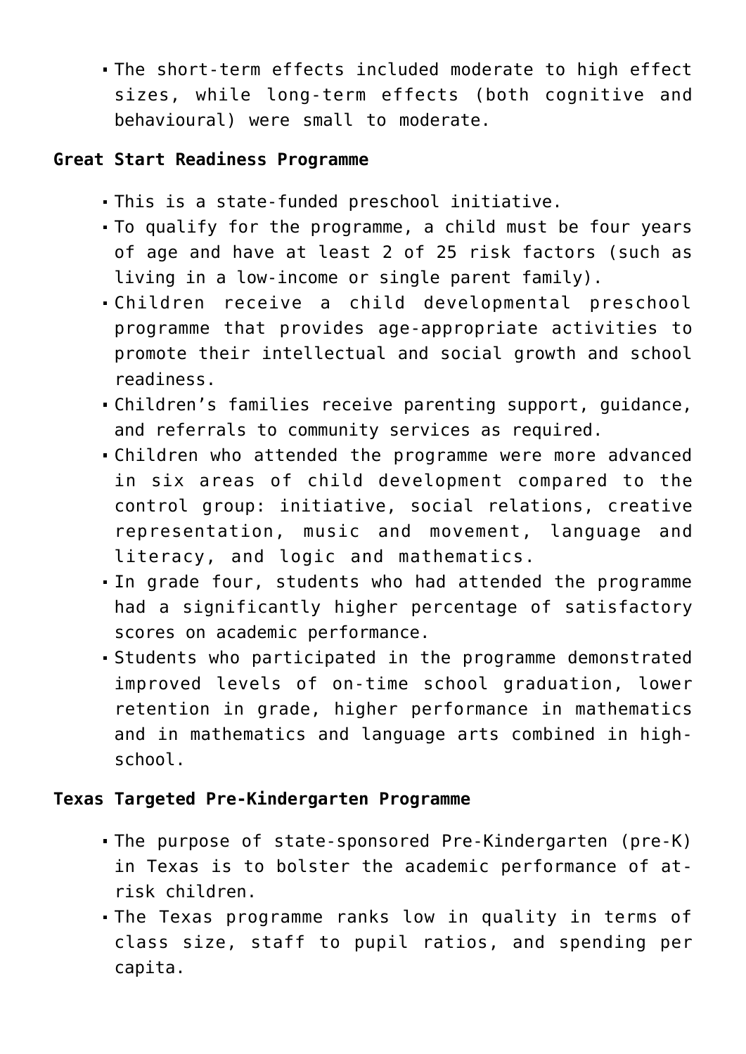- The short-term effects included moderate to high effect sizes, while long-term effects (both cognitive and behavioural) were small to moderate.

**Great Start Readiness Programme**

- This is a state-funded preschool initiative.
- To qualify for the programme, a child must be four years of age and have at least 2 of 25 risk factors (such as living in a low-income or single parent family).
- Children receive a child developmental preschool programme that provides age-appropriate activities to promote their intellectual and social growth and school readiness.
- Children's families receive parenting support, guidance, and referrals to community services as required.
- Children who attended the programme were more advanced in six areas of child development compared to the control group: initiative, social relations, creative representation, music and movement, language and literacy, and logic and mathematics.
- In grade four, students who had attended the programme had a significantly higher percentage of satisfactory scores on academic performance.
- Students who participated in the programme demonstrated improved levels of on-time school graduation, lower retention in grade, higher performance in mathematics and in mathematics and language arts combined in high-school.

**Texas Targeted Pre-Kindergarten Programme**

- The purpose of state-sponsored Pre-Kindergarten (pre-K) in Texas is to bolster the academic performance of at-risk children.
- The Texas programme ranks low in quality in terms of class size, staff to pupil ratios, and spending per capita.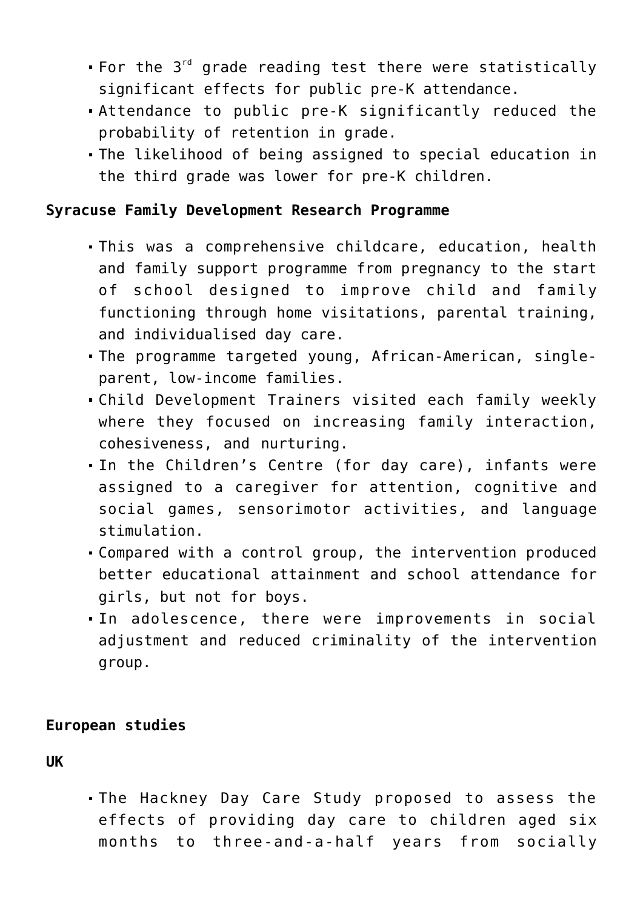- For the 3rd grade reading test there were statistically significant effects for public pre-K attendance.
- Attendance to public pre-K significantly reduced the probability of retention in grade.
- The likelihood of being assigned to special education in the third grade was lower for pre-K children.

**Syracuse Family Development Research Programme**

- This was a comprehensive childcare, education, health and family support programme from pregnancy to the start of school designed to improve child and family functioning through home visitations, parental training, and individualised day care.
- The programme targeted young, African-American, single-parent, low-income families.
- Child Development Trainers visited each family weekly where they focused on increasing family interaction, cohesiveness, and nurturing.
- In the Children's Centre (for day care), infants were assigned to a caregiver for attention, cognitive and social games, sensorimotor activities, and language stimulation.
- Compared with a control group, the intervention produced better educational attainment and school attendance for girls, but not for boys.
- In adolescence, there were improvements in social adjustment and reduced criminality of the intervention group.

**European studies**

**UK**

- The Hackney Day Care Study proposed to assess the effects of providing day care to children aged six months to three-and-a-half years from socially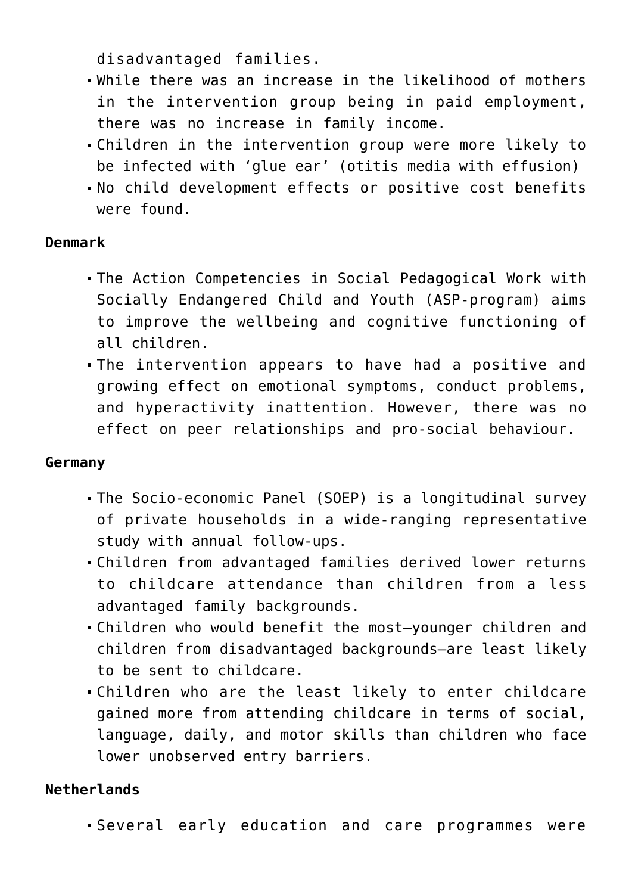disadvantaged families.

- While there was an increase in the likelihood of mothers in the intervention group being in paid employment, there was no increase in family income.
- Children in the intervention group were more likely to be infected with 'glue ear' (otitis media with effusion)
- No child development effects or positive cost benefits were found.

**Denmark**

- The Action Competencies in Social Pedagogical Work with Socially Endangered Child and Youth (ASP-program) aims to improve the wellbeing and cognitive functioning of all children.
- The intervention appears to have had a positive and growing effect on emotional symptoms, conduct problems, and hyperactivity inattention. However, there was no effect on peer relationships and pro-social behaviour.

**Germany**

- The Socio-economic Panel (SOEP) is a longitudinal survey of private households in a wide-ranging representative study with annual follow-ups.
- Children from advantaged families derived lower returns to childcare attendance than children from a less advantaged family backgrounds.
- Children who would benefit the most—younger children and children from disadvantaged backgrounds—are least likely to be sent to childcare.
- Children who are the least likely to enter childcare gained more from attending childcare in terms of social, language, daily, and motor skills than children who face lower unobserved entry barriers.

**Netherlands**

- Several early education and care programmes were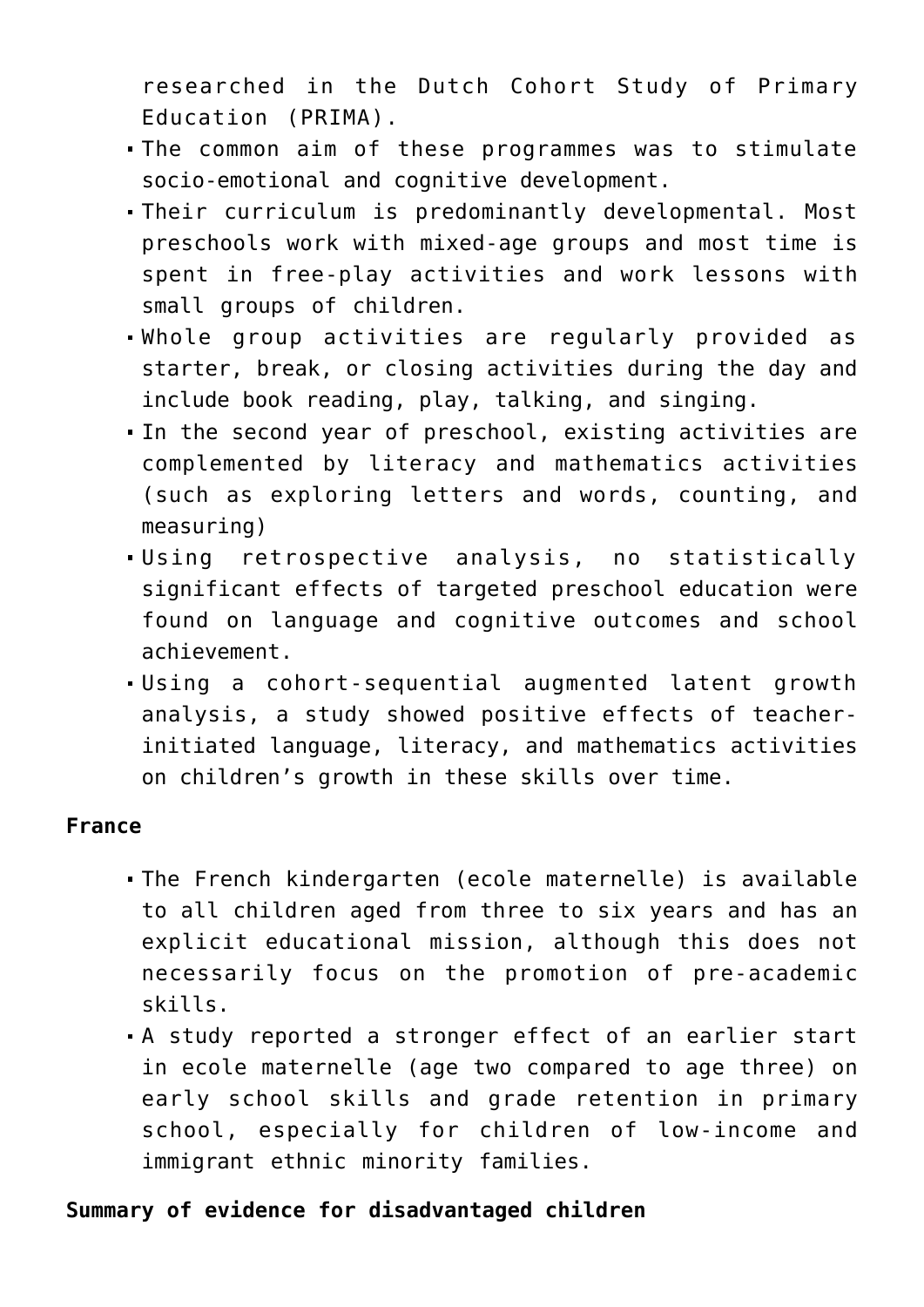researched in the Dutch Cohort Study of Primary Education (PRIMA).

- The common aim of these programmes was to stimulate socio-emotional and cognitive development.
- Their curriculum is predominantly developmental. Most preschools work with mixed-age groups and most time is spent in free-play activities and work lessons with small groups of children.
- Whole group activities are regularly provided as starter, break, or closing activities during the day and include book reading, play, talking, and singing.
- In the second year of preschool, existing activities are complemented by literacy and mathematics activities (such as exploring letters and words, counting, and measuring)
- Using retrospective analysis, no statistically significant effects of targeted preschool education were found on language and cognitive outcomes and school achievement.
- Using a cohort-sequential augmented latent growth analysis, a study showed positive effects of teacher-initiated language, literacy, and mathematics activities on children's growth in these skills over time.

**France**

- The French kindergarten (ecole maternelle) is available to all children aged from three to six years and has an explicit educational mission, although this does not necessarily focus on the promotion of pre-academic skills.
- A study reported a stronger effect of an earlier start in ecole maternelle (age two compared to age three) on early school skills and grade retention in primary school, especially for children of low-income and immigrant ethnic minority families.

**Summary of evidence for disadvantaged children**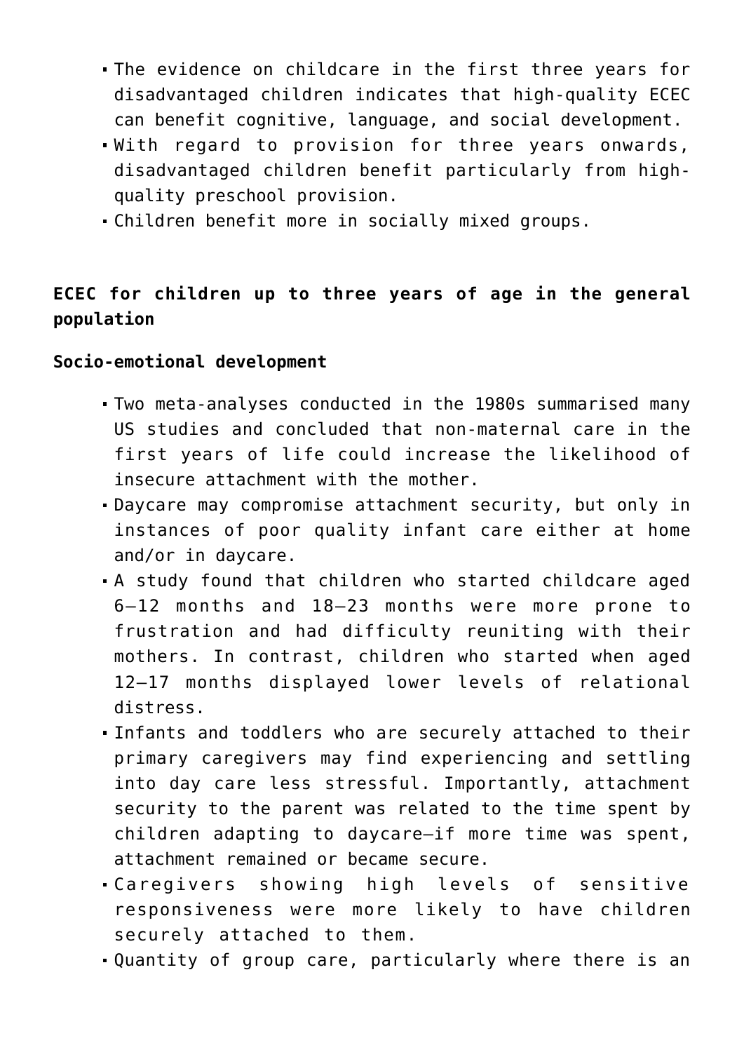- The evidence on childcare in the first three years for disadvantaged children indicates that high-quality ECEC can benefit cognitive, language, and social development.
- With regard to provision for three years onwards, disadvantaged children benefit particularly from high-quality preschool provision.
- Children benefit more in socially mixed groups.

**ECEC for children up to three years of age in the general population**

**Socio-emotional development**

- Two meta-analyses conducted in the 1980s summarised many US studies and concluded that non-maternal care in the first years of life could increase the likelihood of insecure attachment with the mother.
- Daycare may compromise attachment security, but only in instances of poor quality infant care either at home and/or in daycare.
- A study found that children who started childcare aged 6–12 months and 18–23 months were more prone to frustration and had difficulty reuniting with their mothers. In contrast, children who started when aged 12–17 months displayed lower levels of relational distress.
- Infants and toddlers who are securely attached to their primary caregivers may find experiencing and settling into day care less stressful. Importantly, attachment security to the parent was related to the time spent by children adapting to daycare—if more time was spent, attachment remained or became secure.
- Caregivers showing high levels of sensitive responsiveness were more likely to have children securely attached to them.
- Quantity of group care, particularly where there is an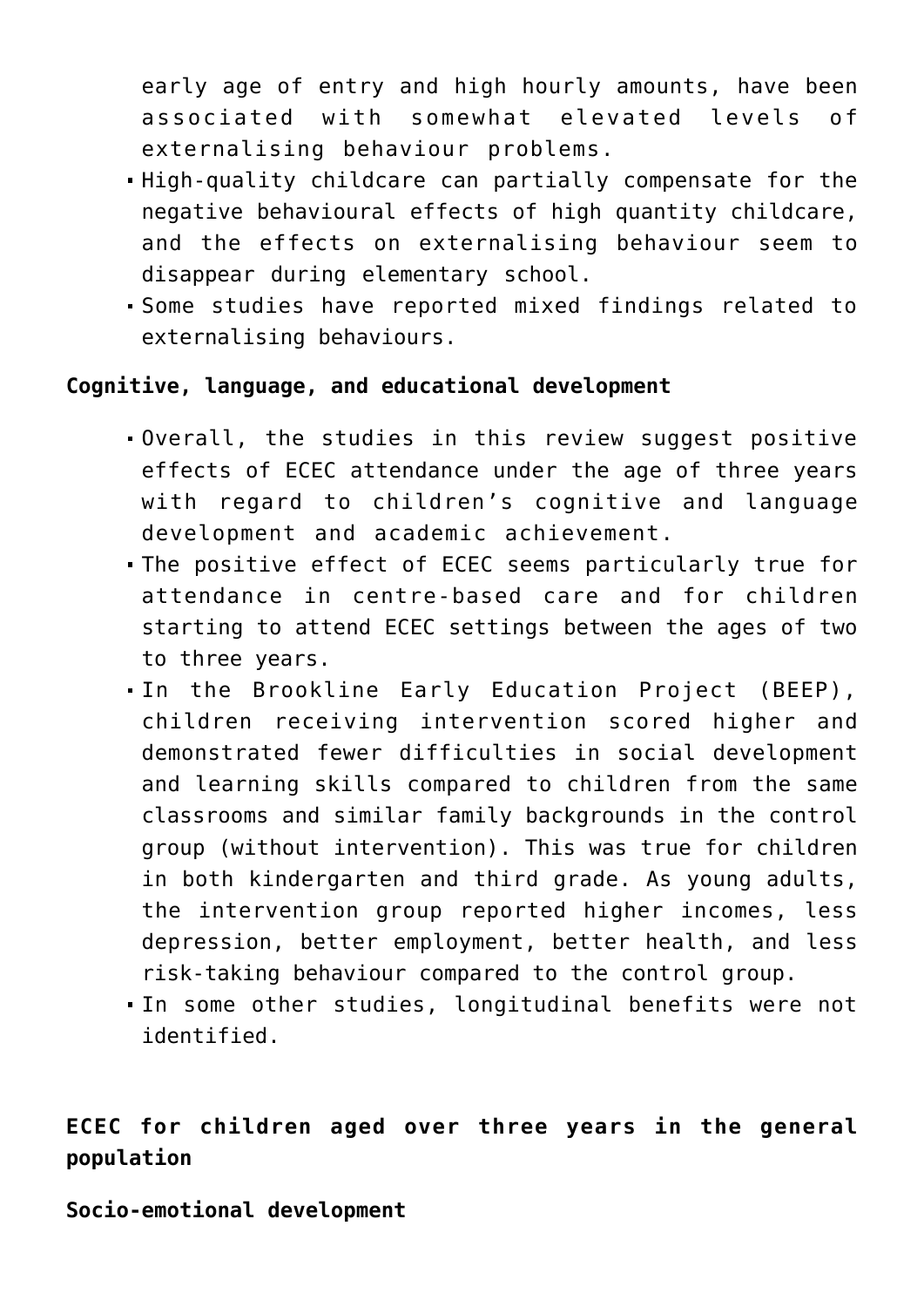early age of entry and high hourly amounts, have been associated with somewhat elevated levels of externalising behaviour problems.
- High-quality childcare can partially compensate for the negative behavioural effects of high quantity childcare, and the effects on externalising behaviour seem to disappear during elementary school.
- Some studies have reported mixed findings related to externalising behaviours.

**Cognitive, language, and educational development**

- Overall, the studies in this review suggest positive effects of ECEC attendance under the age of three years with regard to children's cognitive and language development and academic achievement.
- The positive effect of ECEC seems particularly true for attendance in centre-based care and for children starting to attend ECEC settings between the ages of two to three years.
- In the Brookline Early Education Project (BEEP), children receiving intervention scored higher and demonstrated fewer difficulties in social development and learning skills compared to children from the same classrooms and similar family backgrounds in the control group (without intervention). This was true for children in both kindergarten and third grade. As young adults, the intervention group reported higher incomes, less depression, better employment, better health, and less risk-taking behaviour compared to the control group.
- In some other studies, longitudinal benefits were not identified.

## ECEC for children aged over three years in the general population

**Socio-emotional development**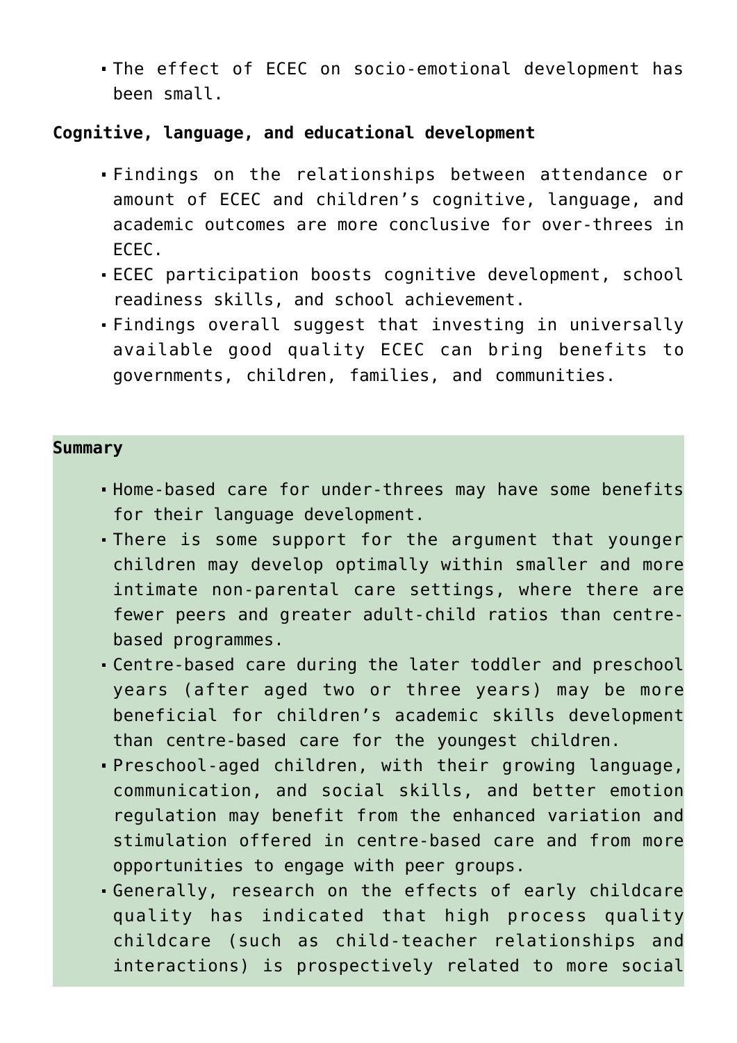- The effect of ECEC on socio-emotional development has been small.

**Cognitive, language, and educational development**

- Findings on the relationships between attendance or amount of ECEC and children's cognitive, language, and academic outcomes are more conclusive for over-threes in ECEC.
- ECEC participation boosts cognitive development, school readiness skills, and school achievement.
- Findings overall suggest that investing in universally available good quality ECEC can bring benefits to governments, children, families, and communities.

**Summary**

- Home-based care for under-threes may have some benefits for their language development.
- There is some support for the argument that younger children may develop optimally within smaller and more intimate non-parental care settings, where there are fewer peers and greater adult-child ratios than centre-based programmes.
- Centre-based care during the later toddler and preschool years (after aged two or three years) may be more beneficial for children's academic skills development than centre-based care for the youngest children.
- Preschool-aged children, with their growing language, communication, and social skills, and better emotion regulation may benefit from the enhanced variation and stimulation offered in centre-based care and from more opportunities to engage with peer groups.
- Generally, research on the effects of early childcare quality has indicated that high process quality childcare (such as child-teacher relationships and interactions) is prospectively related to more social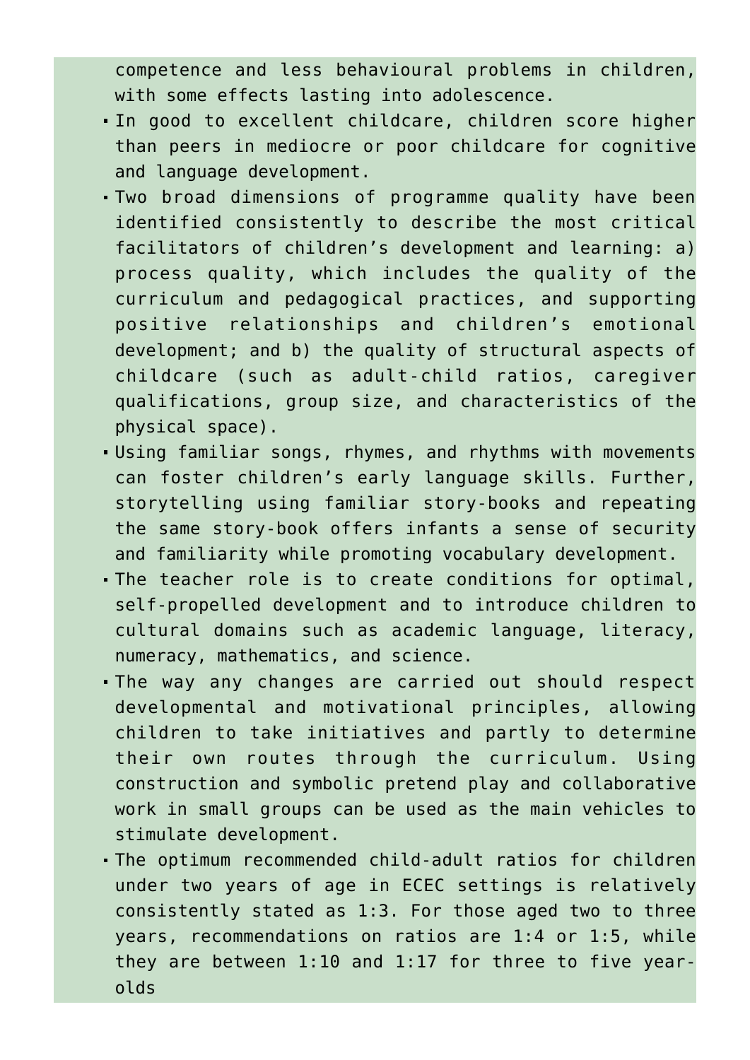competence and less behavioural problems in children, with some effects lasting into adolescence.

- In good to excellent childcare, children score higher than peers in mediocre or poor childcare for cognitive and language development.
- Two broad dimensions of programme quality have been identified consistently to describe the most critical facilitators of children's development and learning: a) process quality, which includes the quality of the curriculum and pedagogical practices, and supporting positive relationships and children's emotional development; and b) the quality of structural aspects of childcare (such as adult-child ratios, caregiver qualifications, group size, and characteristics of the physical space).
- Using familiar songs, rhymes, and rhythms with movements can foster children's early language skills. Further, storytelling using familiar story-books and repeating the same story-book offers infants a sense of security and familiarity while promoting vocabulary development.
- The teacher role is to create conditions for optimal, self-propelled development and to introduce children to cultural domains such as academic language, literacy, numeracy, mathematics, and science.
- The way any changes are carried out should respect developmental and motivational principles, allowing children to take initiatives and partly to determine their own routes through the curriculum. Using construction and symbolic pretend play and collaborative work in small groups can be used as the main vehicles to stimulate development.
- The optimum recommended child-adult ratios for children under two years of age in ECEC settings is relatively consistently stated as 1:3. For those aged two to three years, recommendations on ratios are 1:4 or 1:5, while they are between 1:10 and 1:17 for three to five year-olds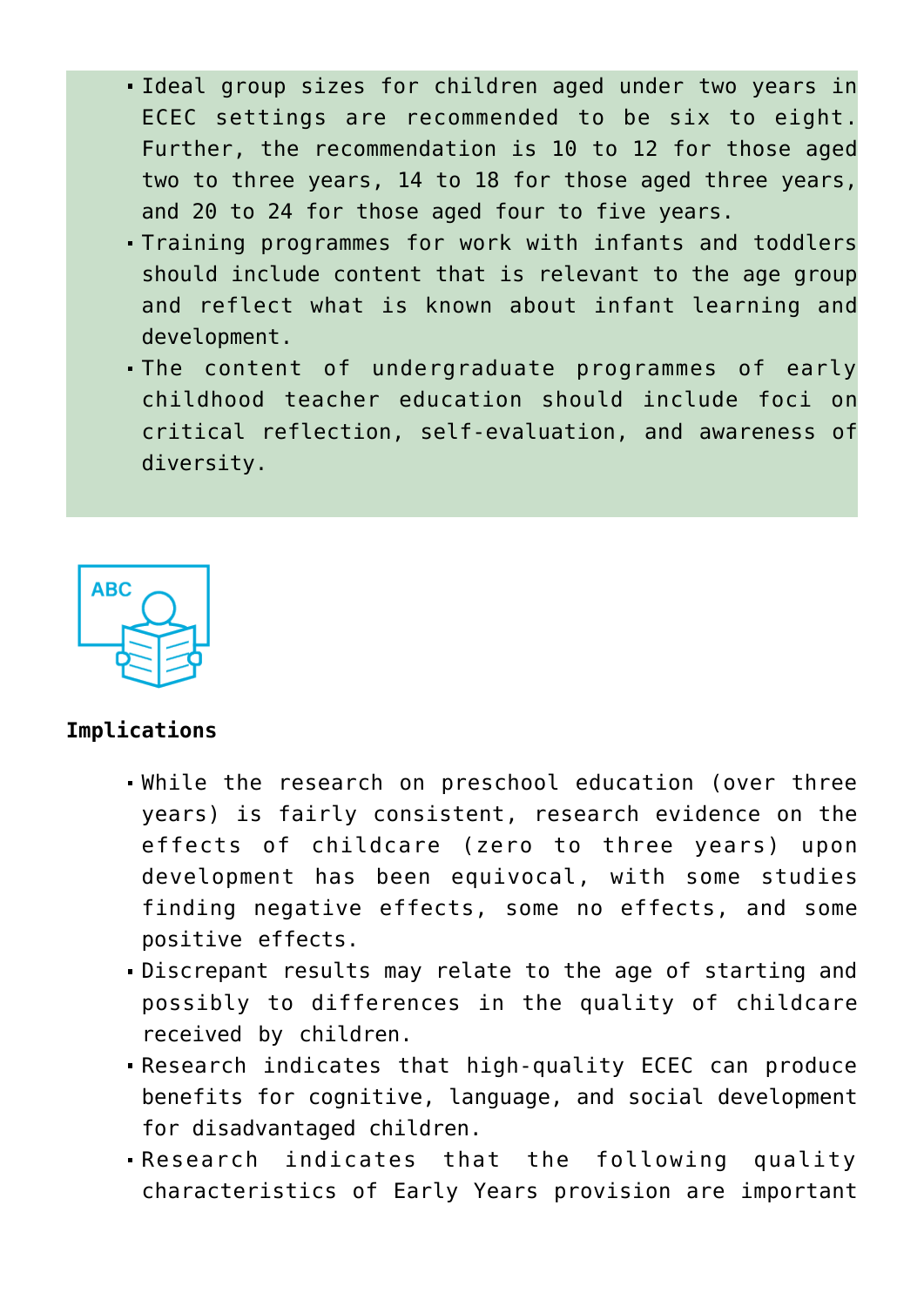- Ideal group sizes for children aged under two years in ECEC settings are recommended to be six to eight. Further, the recommendation is 10 to 12 for those aged two to three years, 14 to 18 for those aged three years, and 20 to 24 for those aged four to five years.
- Training programmes for work with infants and toddlers should include content that is relevant to the age group and reflect what is known about infant learning and development.
- The content of undergraduate programmes of early childhood teacher education should include foci on critical reflection, self-evaluation, and awareness of diversity.

**Implications**

- While the research on preschool education (over three years) is fairly consistent, research evidence on the effects of childcare (zero to three years) upon development has been equivocal, with some studies finding negative effects, some no effects, and some positive effects.
- Discrepant results may relate to the age of starting and possibly to differences in the quality of childcare received by children.
- Research indicates that high-quality ECEC can produce benefits for cognitive, language, and social development for disadvantaged children.
- Research indicates that the following quality characteristics of Early Years provision are important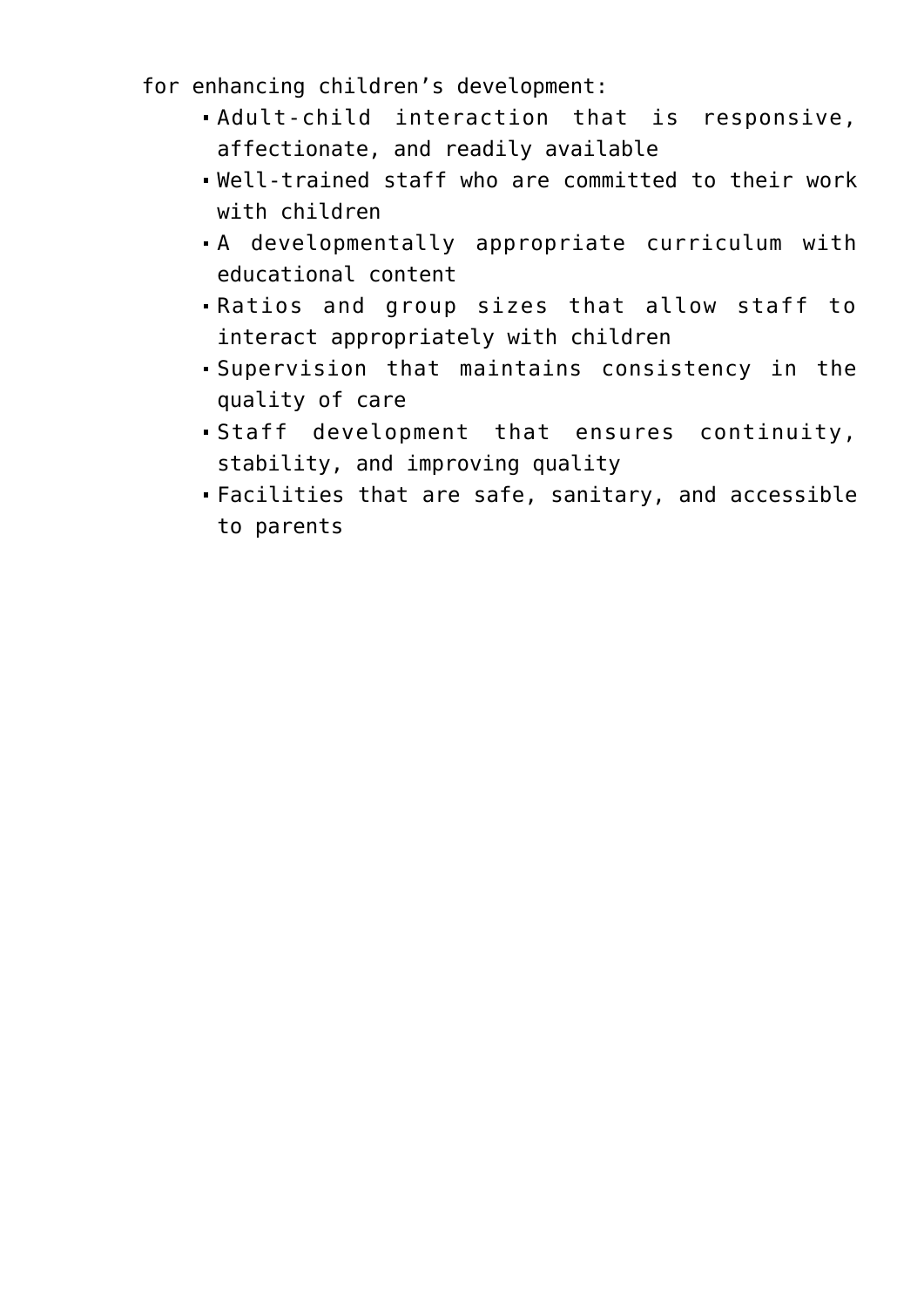for enhancing children's development:

- Adult-child interaction that is responsive, affectionate, and readily available
- Well-trained staff who are committed to their work with children
- A developmentally appropriate curriculum with educational content
- Ratios and group sizes that allow staff to interact appropriately with children
- Supervision that maintains consistency in the quality of care
- Staff development that ensures continuity, stability, and improving quality
- Facilities that are safe, sanitary, and accessible to parents